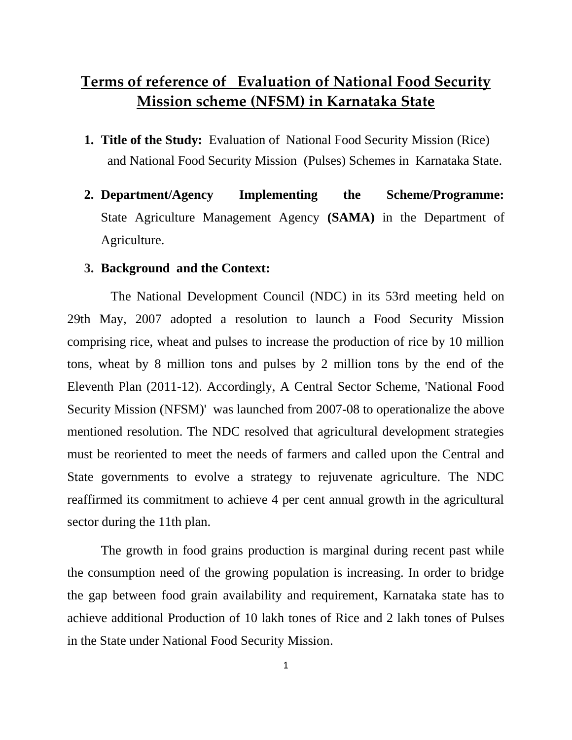# Terms of reference of Evaluation of National Food Security Mission scheme (NFSM) in Karnataka State

1. **Title of the Study:** Evaluation of National Food Security Mission (Rice) and National Food Security Mission (Pulses) Schemes in Karnataka State.

2. **Department/Agency Implementing the Scheme/Programme:** State Agriculture Management Agency **(SAMA)** in the Department of Agriculture.

3. **Background and the Context:**

The National Development Council (NDC) in its 53rd meeting held on 29th May, 2007 adopted a resolution to launch a Food Security Mission comprising rice, wheat and pulses to increase the production of rice by 10 million tons, wheat by 8 million tons and pulses by 2 million tons by the end of the Eleventh Plan (2011-12). Accordingly, A Central Sector Scheme, 'National Food Security Mission (NFSM)' was launched from 2007-08 to operationalize the above mentioned resolution. The NDC resolved that agricultural development strategies must be reoriented to meet the needs of farmers and called upon the Central and State governments to evolve a strategy to rejuvenate agriculture. The NDC reaffirmed its commitment to achieve 4 per cent annual growth in the agricultural sector during the 11th plan.

The growth in food grains production is marginal during recent past while the consumption need of the growing population is increasing. In order to bridge the gap between food grain availability and requirement, Karnataka state has to achieve additional Production of 10 lakh tones of Rice and 2 lakh tones of Pulses in the State under National Food Security Mission.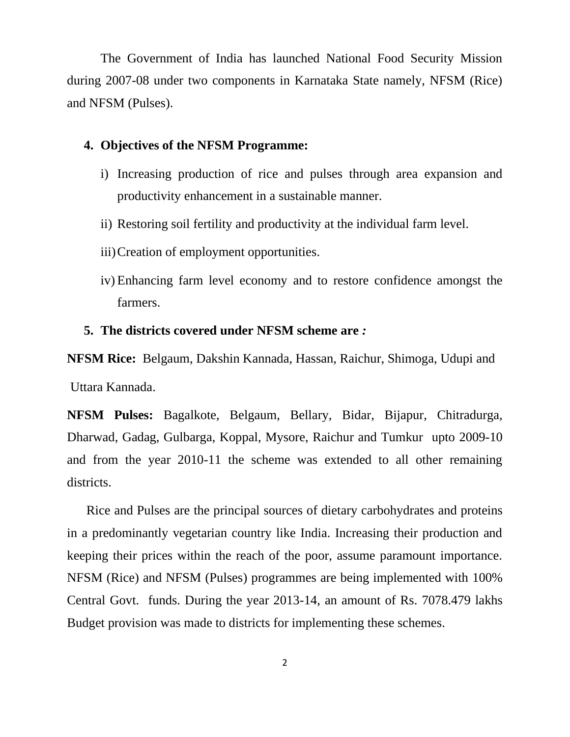The Government of India has launched National Food Security Mission during 2007-08 under two components in Karnataka State namely, NFSM (Rice) and NFSM (Pulses).

## 4. Objectives of the NFSM Programme:

i) Increasing production of rice and pulses through area expansion and productivity enhancement in a sustainable manner.

ii) Restoring soil fertility and productivity at the individual farm level.

iii) Creation of employment opportunities.

iv) Enhancing farm level economy and to restore confidence amongst the farmers.

## 5. The districts covered under NFSM scheme are *:*

**NFSM Rice:** Belgaum, Dakshin Kannada, Hassan, Raichur, Shimoga, Udupi and Uttara Kannada.

**NFSM Pulses:** Bagalkote, Belgaum, Bellary, Bidar, Bijapur, Chitradurga, Dharwad, Gadag, Gulbarga, Koppal, Mysore, Raichur and Tumkur upto 2009-10 and from the year 2010-11 the scheme was extended to all other remaining districts.

Rice and Pulses are the principal sources of dietary carbohydrates and proteins in a predominantly vegetarian country like India. Increasing their production and keeping their prices within the reach of the poor, assume paramount importance. NFSM (Rice) and NFSM (Pulses) programmes are being implemented with 100% Central Govt. funds. During the year 2013-14, an amount of Rs. 7078.479 lakhs Budget provision was made to districts for implementing these schemes.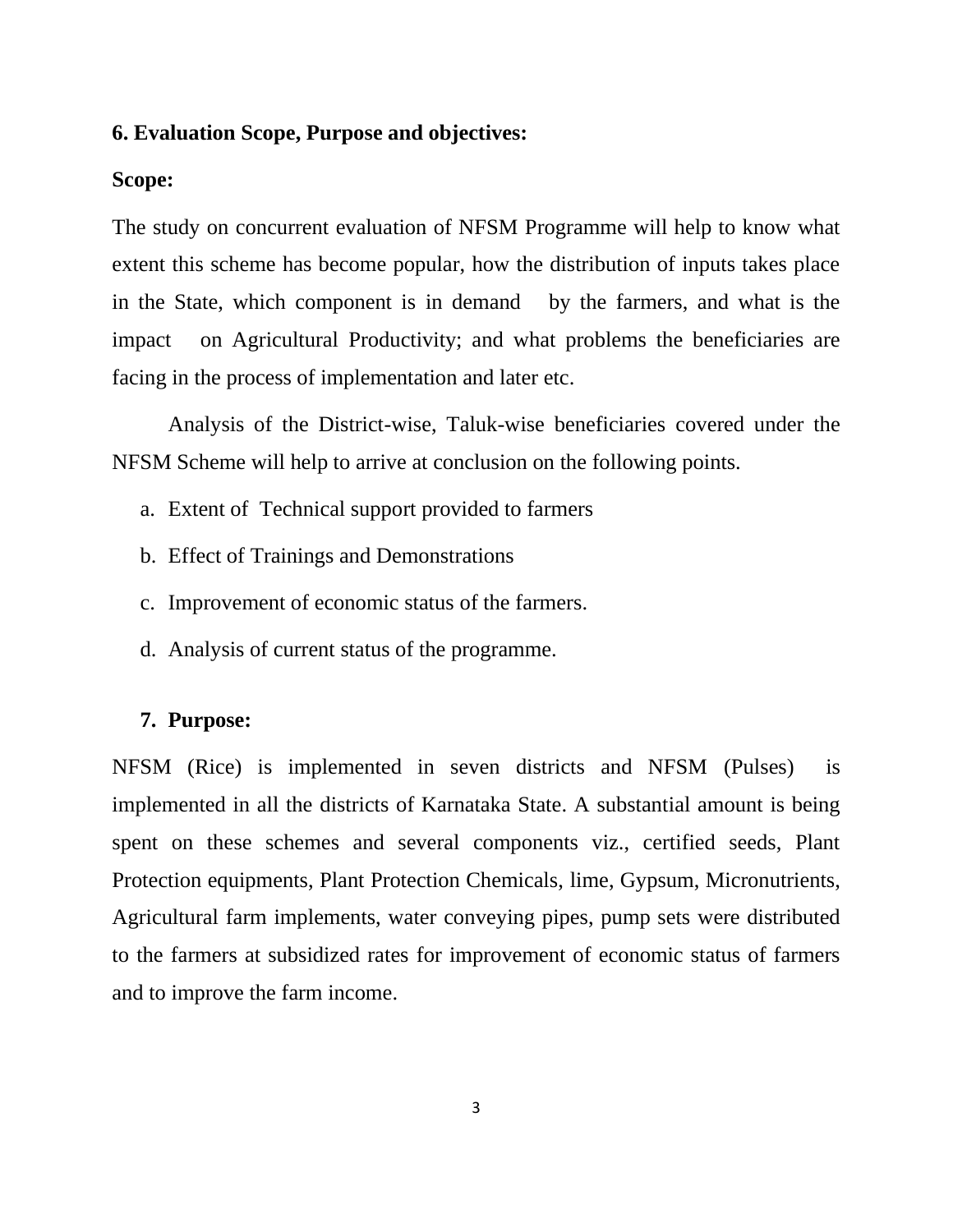**6. Evaluation Scope, Purpose and objectives:**

**Scope:**

The study on concurrent evaluation of NFSM Programme will help to know what extent this scheme has become popular, how the distribution of inputs takes place in the State, which component is in demand by the farmers, and what is the impact on Agricultural Productivity; and what problems the beneficiaries are facing in the process of implementation and later etc.

Analysis of the District-wise, Taluk-wise beneficiaries covered under the NFSM Scheme will help to arrive at conclusion on the following points.

a. Extent of Technical support provided to farmers
b. Effect of Trainings and Demonstrations
c. Improvement of economic status of the farmers.
d. Analysis of current status of the programme.

**7. Purpose:**

NFSM (Rice) is implemented in seven districts and NFSM (Pulses) is implemented in all the districts of Karnataka State. A substantial amount is being spent on these schemes and several components viz., certified seeds, Plant Protection equipments, Plant Protection Chemicals, lime, Gypsum, Micronutrients, Agricultural farm implements, water conveying pipes, pump sets were distributed to the farmers at subsidized rates for improvement of economic status of farmers and to improve the farm income.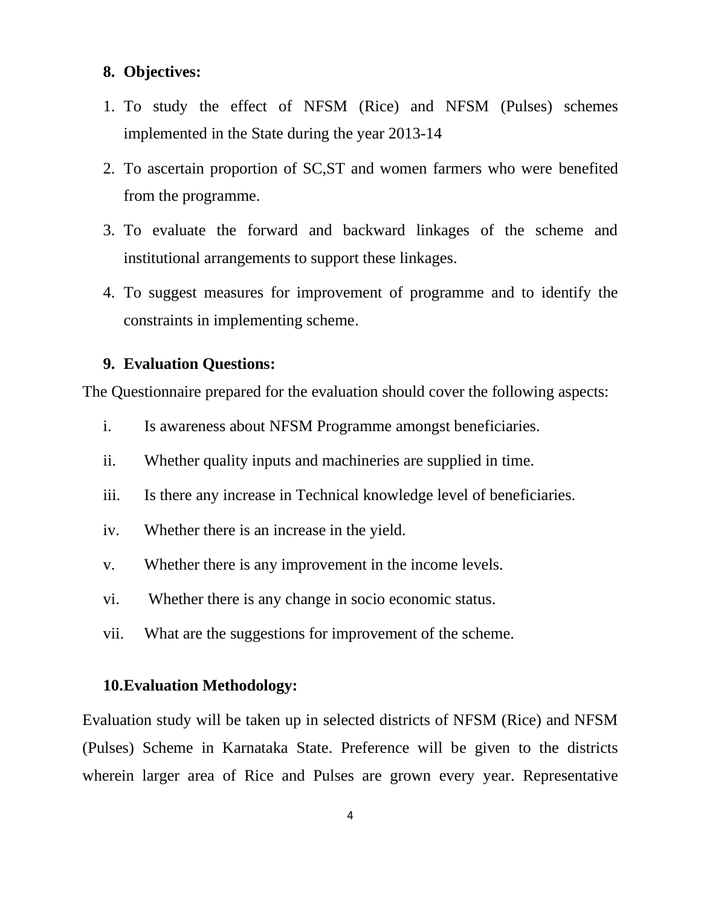**8. Objectives:**

1. To study the effect of NFSM (Rice) and NFSM (Pulses) schemes implemented in the State during the year 2013-14
2. To ascertain proportion of SC,ST and women farmers who were benefited from the programme.
3. To evaluate the forward and backward linkages of the scheme and institutional arrangements to support these linkages.
4. To suggest measures for improvement of programme and to identify the constraints in implementing scheme.

**9. Evaluation Questions:**

The Questionnaire prepared for the evaluation should cover the following aspects:

i. Is awareness about NFSM Programme amongst beneficiaries.

ii. Whether quality inputs and machineries are supplied in time.

iii. Is there any increase in Technical knowledge level of beneficiaries.

iv. Whether there is an increase in the yield.

v. Whether there is any improvement in the income levels.

vi. Whether there is any change in socio economic status.

vii. What are the suggestions for improvement of the scheme.

**10. Evaluation Methodology:**

Evaluation study will be taken up in selected districts of NFSM (Rice) and NFSM (Pulses) Scheme in Karnataka State. Preference will be given to the districts wherein larger area of Rice and Pulses are grown every year. Representative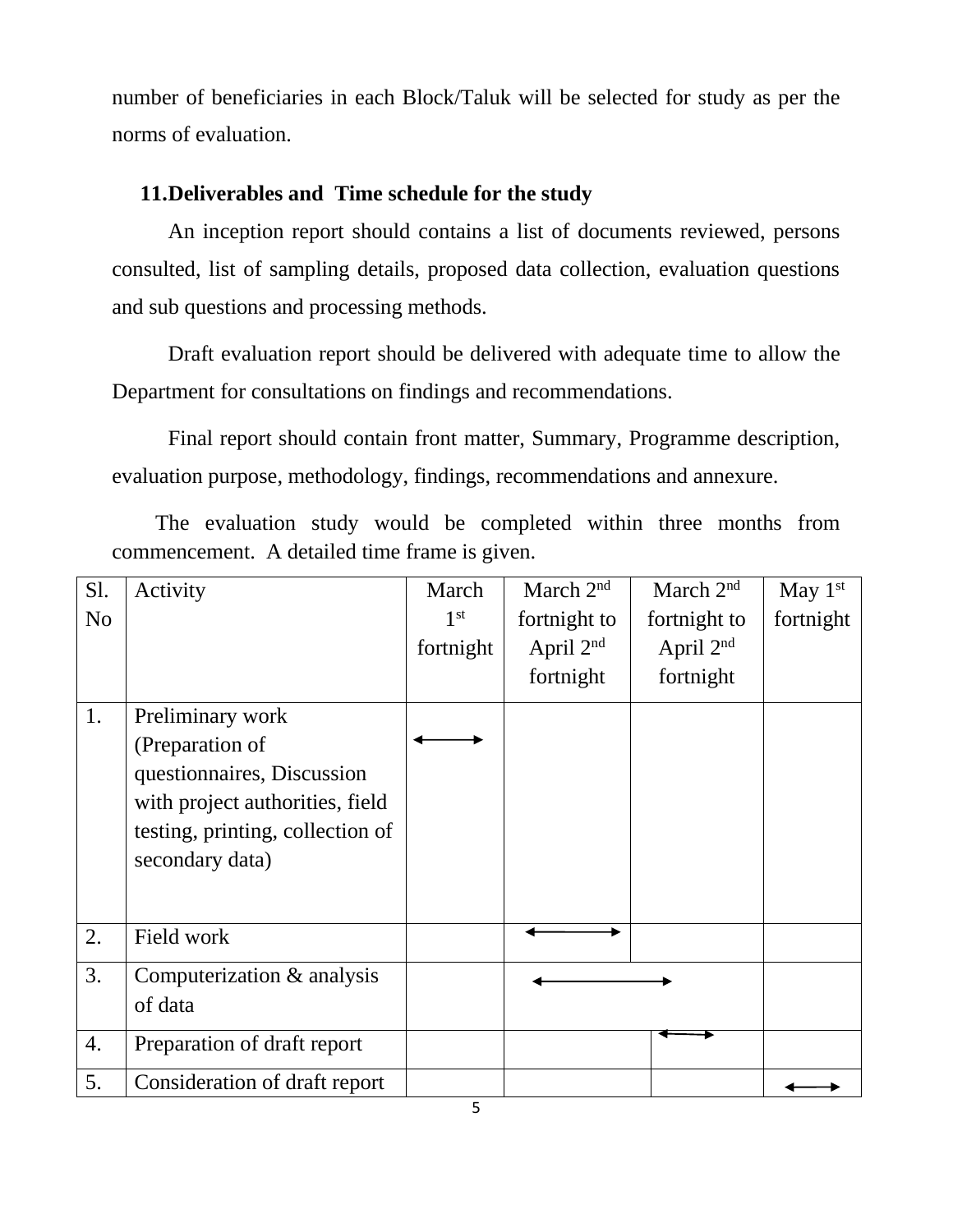number of beneficiaries in each Block/Taluk will be selected for study as per the norms of evaluation.

## 11. Deliverables and Time schedule for the study

An inception report should contains a list of documents reviewed, persons consulted, list of sampling details, proposed data collection, evaluation questions and sub questions and processing methods.

Draft evaluation report should be delivered with adequate time to allow the Department for consultations on findings and recommendations.

Final report should contain front matter, Summary, Programme description, evaluation purpose, methodology, findings, recommendations and annexure.

The evaluation study would be completed within three months from commencement. A detailed time frame is given.

| Sl. No | Activity | March 1st fortnight | March 2nd fortnight to April 2nd fortnight | March 2nd fortnight to April 2nd fortnight | May 1st fortnight |
|---|---|---|---|---|---|
| 1. | Preliminary work (Preparation of questionnaires, Discussion with project authorities, field testing, printing, collection of secondary data) | ⟷ | | | |
| 2. | Field work | | ⟷ | | |
| 3. | Computerization & analysis of data | | ⟷ | ⟷ | |
| 4. | Preparation of draft report | | | ⟷ | |
| 5. | Consideration of draft report | | | | ⟷ |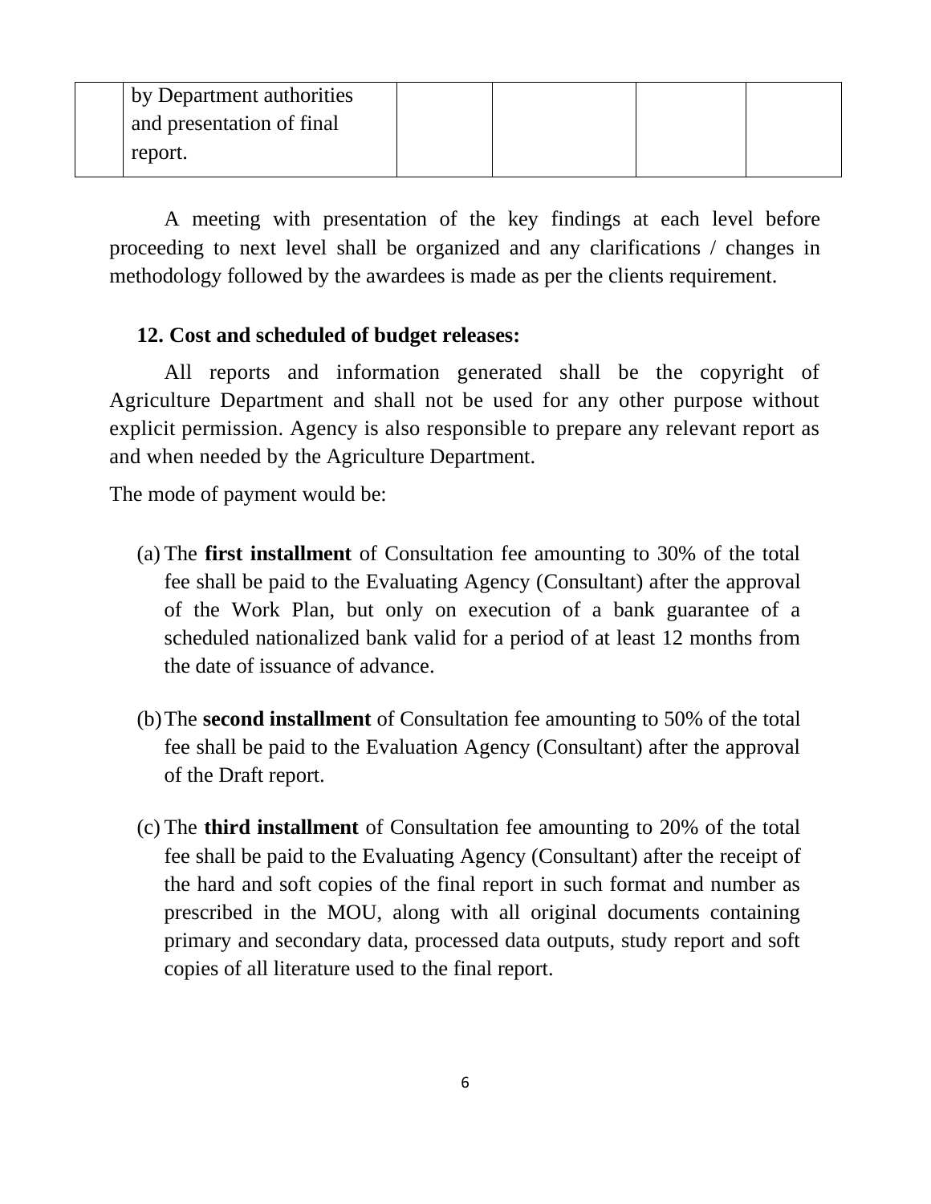| | | | | | |
|---|---|---|---|---|---|
| | by Department authorities and presentation of final report. | | | | |

A meeting with presentation of the key findings at each level before proceeding to next level shall be organized and any clarifications / changes in methodology followed by the awardees is made as per the clients requirement.

**12. Cost and scheduled of budget releases:**

All reports and information generated shall be the copyright of Agriculture Department and shall not be used for any other purpose without explicit permission. Agency is also responsible to prepare any relevant report as and when needed by the Agriculture Department.

The mode of payment would be:

(a) The **first installment** of Consultation fee amounting to 30% of the total fee shall be paid to the Evaluating Agency (Consultant) after the approval of the Work Plan, but only on execution of a bank guarantee of a scheduled nationalized bank valid for a period of at least 12 months from the date of issuance of advance.

(b) The **second installment** of Consultation fee amounting to 50% of the total fee shall be paid to the Evaluation Agency (Consultant) after the approval of the Draft report.

(c) The **third installment** of Consultation fee amounting to 20% of the total fee shall be paid to the Evaluating Agency (Consultant) after the receipt of the hard and soft copies of the final report in such format and number as prescribed in the MOU, along with all original documents containing primary and secondary data, processed data outputs, study report and soft copies of all literature used to the final report.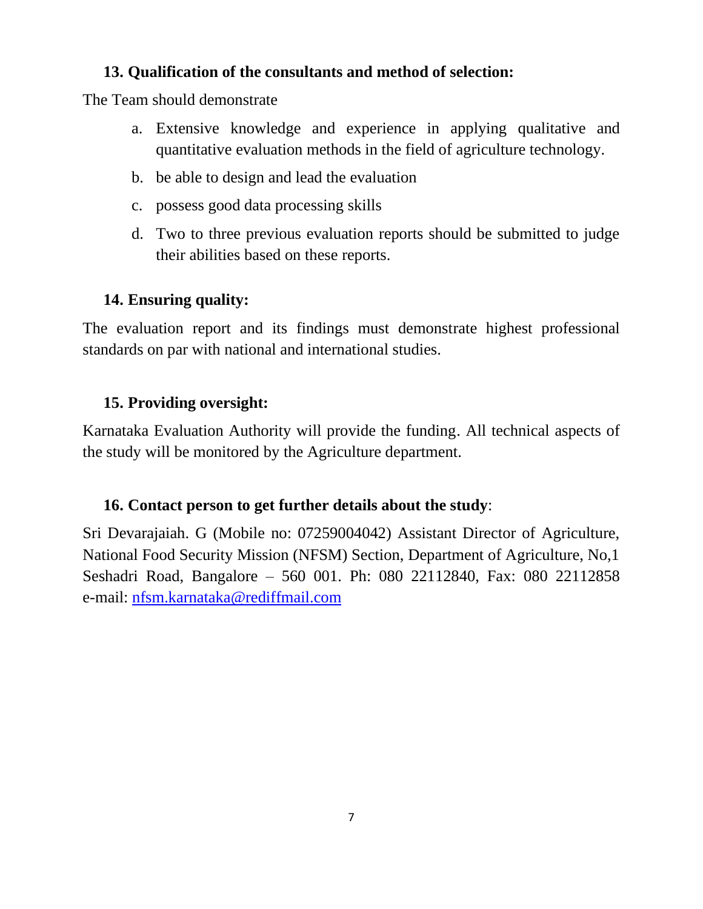## 13. Qualification of the consultants and method of selection:

The Team should demonstrate

a. Extensive knowledge and experience in applying qualitative and quantitative evaluation methods in the field of agriculture technology.

b. be able to design and lead the evaluation

c. possess good data processing skills

d. Two to three previous evaluation reports should be submitted to judge their abilities based on these reports.

## 14. Ensuring quality:

The evaluation report and its findings must demonstrate highest professional standards on par with national and international studies.

## 15. Providing oversight:

Karnataka Evaluation Authority will provide the funding. All technical aspects of the study will be monitored by the Agriculture department.

## 16. Contact person to get further details about the study:

Sri Devarajaiah. G (Mobile no: 07259004042) Assistant Director of Agriculture, National Food Security Mission (NFSM) Section, Department of Agriculture, No,1 Seshadri Road, Bangalore – 560 001. Ph: 080 22112840, Fax: 080 22112858 e-mail: nfsm.karnataka@rediffmail.com